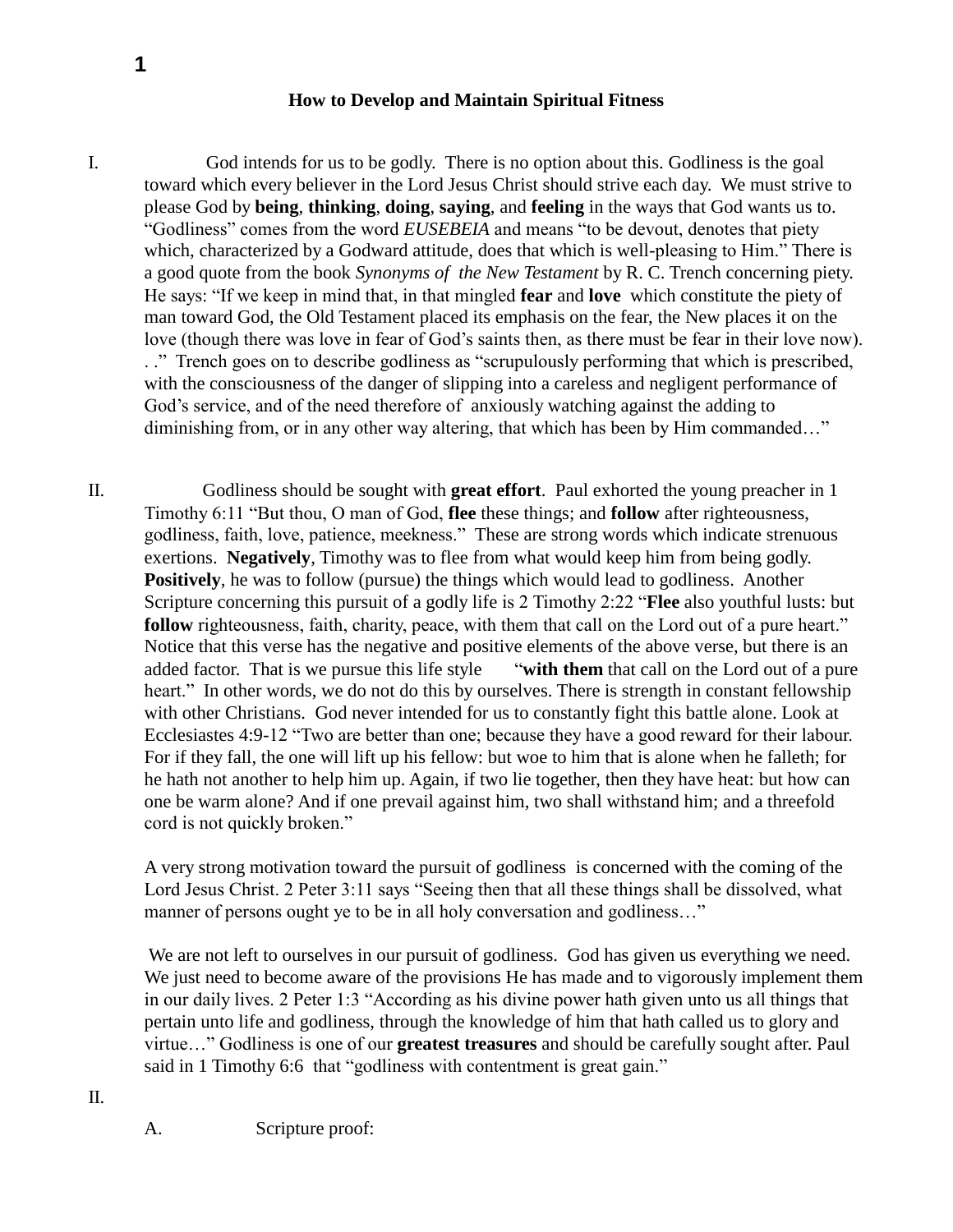# How to Develop and Maintain Spiritual Fitness

I. God intends for us to be godly. There is no option about this. Godliness is the goal toward which every believer in the Lord Jesus Christ should strive each day. We must strive to please God by **being**, **thinking**, **doing**, **saying**, and **feeling** in the ways that God wants us to. "Godliness" comes from the word *EUSEBEIA* and means "to be devout, denotes that piety which, characterized by a Godward attitude, does that which is well-pleasing to Him." There is a good quote from the book *Synonyms of the New Testament* by R. C. Trench concerning piety. He says: "If we keep in mind that, in that mingled **fear** and **love** which constitute the piety of man toward God, the Old Testament placed its emphasis on the fear, the New places it on the love (though there was love in fear of God's saints then, as there must be fear in their love now). . ." Trench goes on to describe godliness as "scrupulously performing that which is prescribed, with the consciousness of the danger of slipping into a careless and negligent performance of God's service, and of the need therefore of anxiously watching against the adding to diminishing from, or in any other way altering, that which has been by Him commanded…"

II. Godliness should be sought with **great effort**. Paul exhorted the young preacher in 1 Timothy 6:11 "But thou, O man of God, **flee** these things; and **follow** after righteousness, godliness, faith, love, patience, meekness." These are strong words which indicate strenuous exertions. **Negatively**, Timothy was to flee from what would keep him from being godly. **Positively**, he was to follow (pursue) the things which would lead to godliness. Another Scripture concerning this pursuit of a godly life is 2 Timothy 2:22 "**Flee** also youthful lusts: but **follow** righteousness, faith, charity, peace, with them that call on the Lord out of a pure heart." Notice that this verse has the negative and positive elements of the above verse, but there is an added factor. That is we pursue this life style "**with them** that call on the Lord out of a pure heart." In other words, we do not do this by ourselves. There is strength in constant fellowship with other Christians. God never intended for us to constantly fight this battle alone. Look at Ecclesiastes 4:9-12 "Two are better than one; because they have a good reward for their labour. For if they fall, the one will lift up his fellow: but woe to him that is alone when he falleth; for he hath not another to help him up. Again, if two lie together, then they have heat: but how can one be warm alone? And if one prevail against him, two shall withstand him; and a threefold cord is not quickly broken."

A very strong motivation toward the pursuit of godliness is concerned with the coming of the Lord Jesus Christ. 2 Peter 3:11 says "Seeing then that all these things shall be dissolved, what manner of persons ought ye to be in all holy conversation and godliness…"

We are not left to ourselves in our pursuit of godliness. God has given us everything we need. We just need to become aware of the provisions He has made and to vigorously implement them in our daily lives. 2 Peter 1:3 "According as his divine power hath given unto us all things that pertain unto life and godliness, through the knowledge of him that hath called us to glory and virtue…" Godliness is one of our **greatest treasures** and should be carefully sought after. Paul said in 1 Timothy 6:6 that "godliness with contentment is great gain."

II.

A. Scripture proof: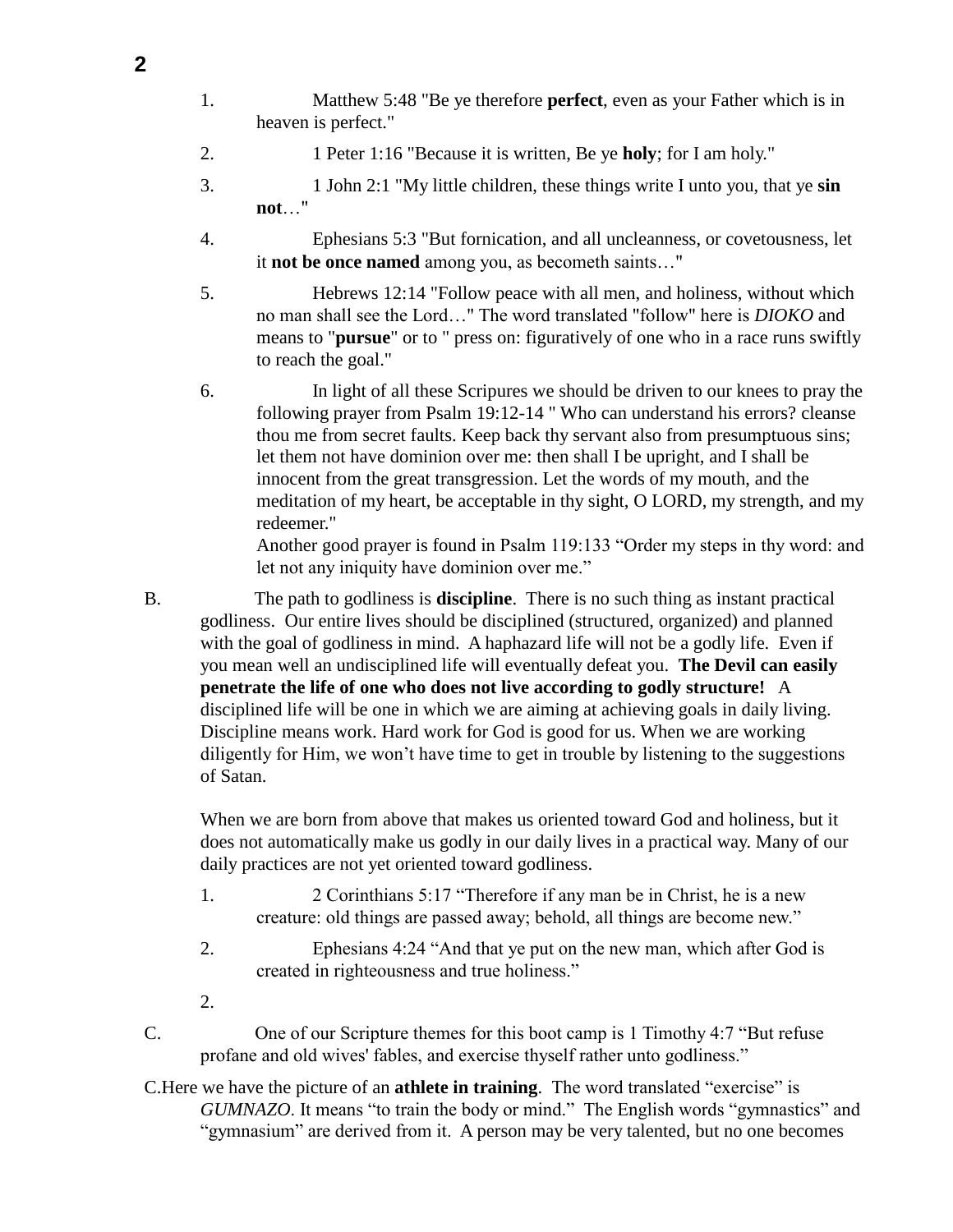1. Matthew 5:48 "Be ye therefore **perfect**, even as your Father which is in heaven is perfect."

2. 1 Peter 1:16 "Because it is written, Be ye **holy**; for I am holy."

3. 1 John 2:1 "My little children, these things write I unto you, that ye **sin not**…"

4. Ephesians 5:3 "But fornication, and all uncleanness, or covetousness, let it **not be once named** among you, as becometh saints…"

5. Hebrews 12:14 "Follow peace with all men, and holiness, without which no man shall see the Lord…" The word translated "follow" here is *DIOKO* and means to "**pursue**" or to " press on: figuratively of one who in a race runs swiftly to reach the goal."

6. In light of all these Scripures we should be driven to our knees to pray the following prayer from Psalm 19:12-14 " Who can understand his errors? cleanse thou me from secret faults. Keep back thy servant also from presumptuous sins; let them not have dominion over me: then shall I be upright, and I shall be innocent from the great transgression. Let the words of my mouth, and the meditation of my heart, be acceptable in thy sight, O LORD, my strength, and my redeemer."
   Another good prayer is found in Psalm 119:133 "Order my steps in thy word: and let not any iniquity have dominion over me."

B. The path to godliness is **discipline**. There is no such thing as instant practical godliness. Our entire lives should be disciplined (structured, organized) and planned with the goal of godliness in mind. A haphazard life will not be a godly life. Even if you mean well an undisciplined life will eventually defeat you. **The Devil can easily penetrate the life of one who does not live according to godly structure!** A disciplined life will be one in which we are aiming at achieving goals in daily living. Discipline means work. Hard work for God is good for us. When we are working diligently for Him, we won't have time to get in trouble by listening to the suggestions of Satan.

   When we are born from above that makes us oriented toward God and holiness, but it does not automatically make us godly in our daily lives in a practical way. Many of our daily practices are not yet oriented toward godliness.

   1. 2 Corinthians 5:17 "Therefore if any man be in Christ, he is a new creature: old things are passed away; behold, all things are become new."

   2. Ephesians 4:24 "And that ye put on the new man, which after God is created in righteousness and true holiness."

   2.

C. One of our Scripture themes for this boot camp is 1 Timothy 4:7 "But refuse profane and old wives' fables, and exercise thyself rather unto godliness."

C. Here we have the picture of an **athlete in training**. The word translated "exercise" is *GUMNAZO*. It means "to train the body or mind." The English words "gymnastics" and "gymnasium" are derived from it. A person may be very talented, but no one becomes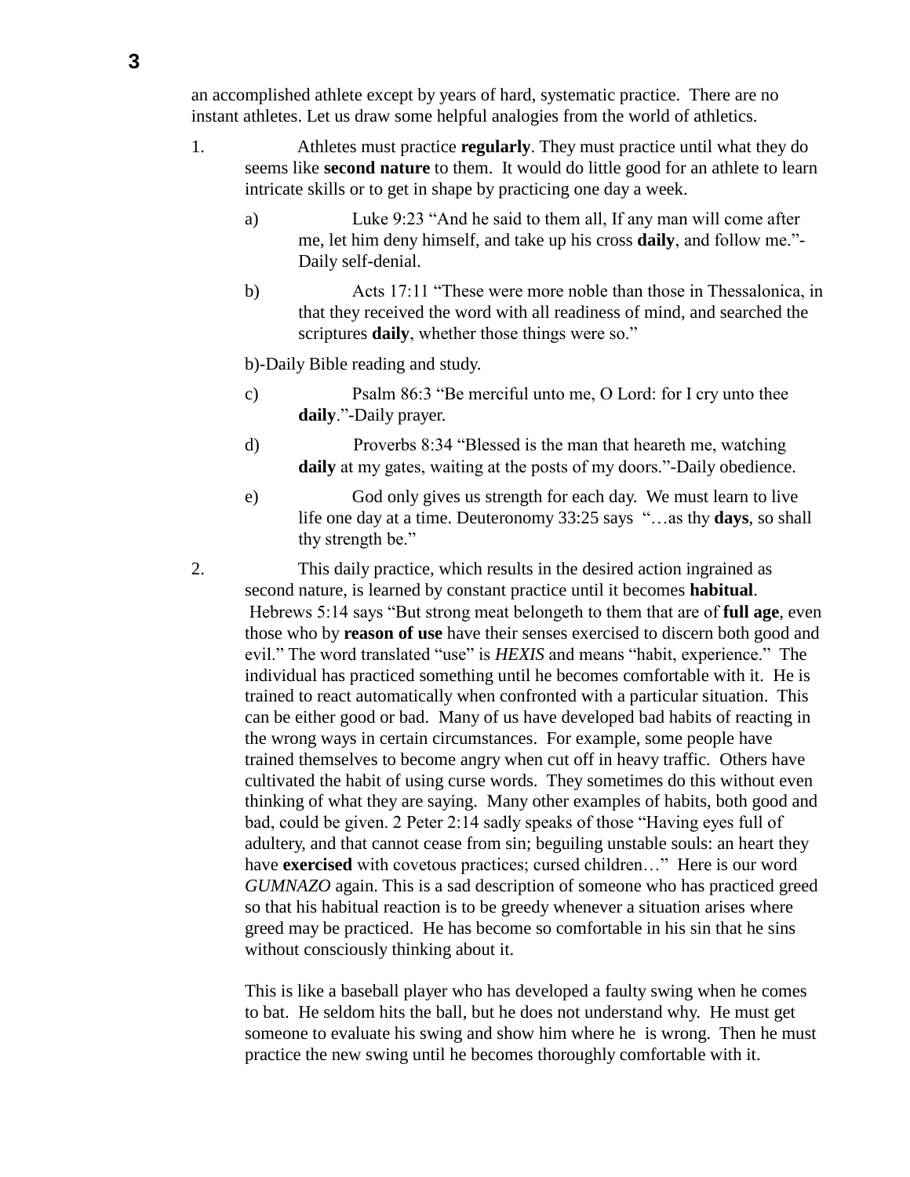an accomplished athlete except by years of hard, systematic practice. There are no instant athletes. Let us draw some helpful analogies from the world of athletics.

1. Athletes must practice **regularly**. They must practice until what they do seems like **second nature** to them. It would do little good for an athlete to learn intricate skills or to get in shape by practicing one day a week.

   a) Luke 9:23 "And he said to them all, If any man will come after me, let him deny himself, and take up his cross **daily**, and follow me."-Daily self-denial.

   b) Acts 17:11 "These were more noble than those in Thessalonica, in that they received the word with all readiness of mind, and searched the scriptures **daily**, whether those things were so."

   b)-Daily Bible reading and study.

   c) Psalm 86:3 "Be merciful unto me, O Lord: for I cry unto thee **daily**."-Daily prayer.

   d) Proverbs 8:34 "Blessed is the man that heareth me, watching **daily** at my gates, waiting at the posts of my doors."-Daily obedience.

   e) God only gives us strength for each day. We must learn to live life one day at a time. Deuteronomy 33:25 says "…as thy **days**, so shall thy strength be."

2. This daily practice, which results in the desired action ingrained as second nature, is learned by constant practice until it becomes **habitual**. Hebrews 5:14 says "But strong meat belongeth to them that are of **full age**, even those who by **reason of use** have their senses exercised to discern both good and evil." The word translated "use" is *HEXIS* and means "habit, experience." The individual has practiced something until he becomes comfortable with it. He is trained to react automatically when confronted with a particular situation. This can be either good or bad. Many of us have developed bad habits of reacting in the wrong ways in certain circumstances. For example, some people have trained themselves to become angry when cut off in heavy traffic. Others have cultivated the habit of using curse words. They sometimes do this without even thinking of what they are saying. Many other examples of habits, both good and bad, could be given. 2 Peter 2:14 sadly speaks of those "Having eyes full of adultery, and that cannot cease from sin; beguiling unstable souls: an heart they have **exercised** with covetous practices; cursed children…" Here is our word *GUMNAZO* again. This is a sad description of someone who has practiced greed so that his habitual reaction is to be greedy whenever a situation arises where greed may be practiced. He has become so comfortable in his sin that he sins without consciously thinking about it.

   This is like a baseball player who has developed a faulty swing when he comes to bat. He seldom hits the ball, but he does not understand why. He must get someone to evaluate his swing and show him where he is wrong. Then he must practice the new swing until he becomes thoroughly comfortable with it.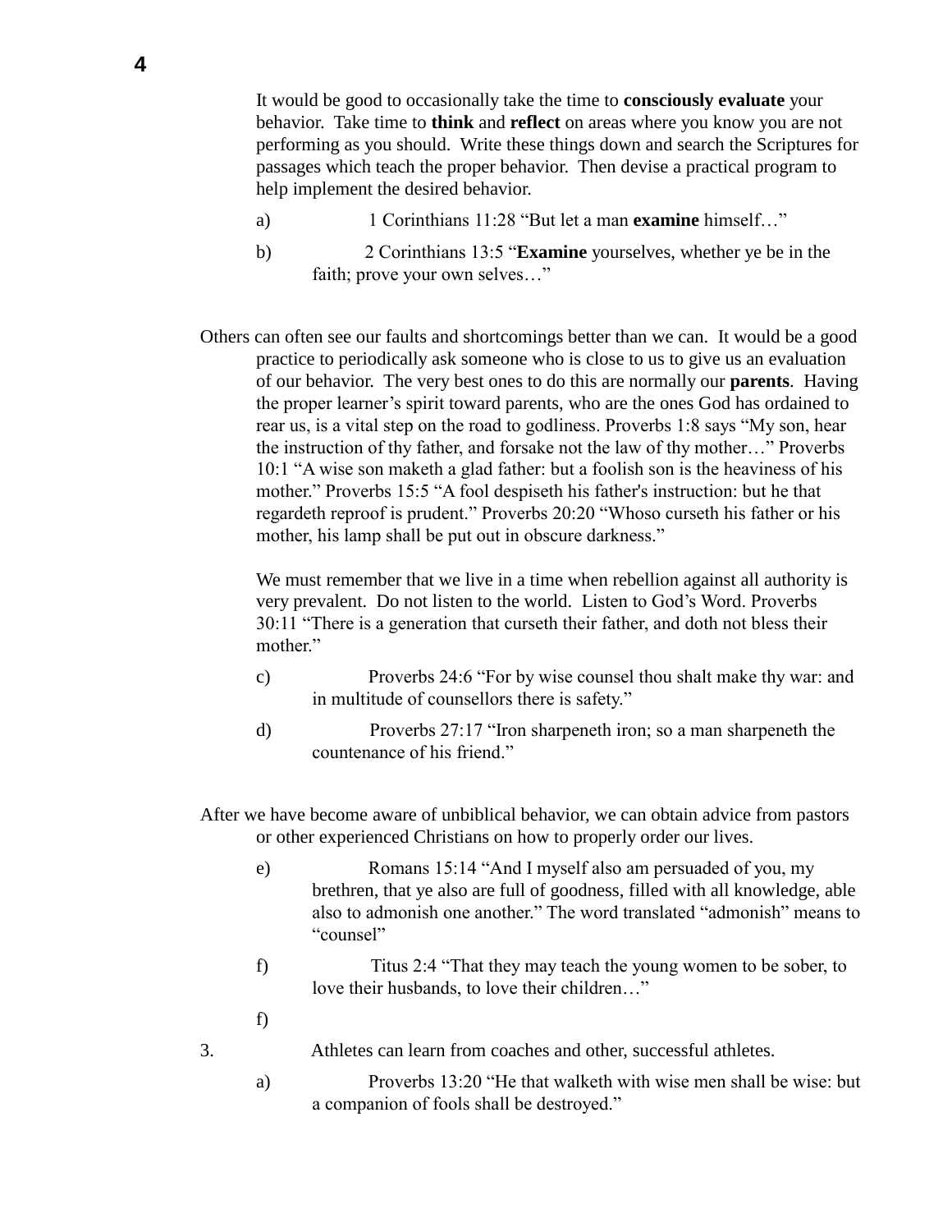It would be good to occasionally take the time to **consciously evaluate** your behavior. Take time to **think** and **reflect** on areas where you know you are not performing as you should. Write these things down and search the Scriptures for passages which teach the proper behavior. Then devise a practical program to help implement the desired behavior.

a) 1 Corinthians 11:28 “But let a man **examine** himself…”

b) 2 Corinthians 13:5 “**Examine** yourselves, whether ye be in the faith; prove your own selves…”

Others can often see our faults and shortcomings better than we can. It would be a good practice to periodically ask someone who is close to us to give us an evaluation of our behavior. The very best ones to do this are normally our **parents**. Having the proper learner’s spirit toward parents, who are the ones God has ordained to rear us, is a vital step on the road to godliness. Proverbs 1:8 says “My son, hear the instruction of thy father, and forsake not the law of thy mother…” Proverbs 10:1 “A wise son maketh a glad father: but a foolish son is the heaviness of his mother.” Proverbs 15:5 “A fool despiseth his father's instruction: but he that regardeth reproof is prudent.” Proverbs 20:20 “Whoso curseth his father or his mother, his lamp shall be put out in obscure darkness.”

We must remember that we live in a time when rebellion against all authority is very prevalent. Do not listen to the world. Listen to God’s Word. Proverbs 30:11 “There is a generation that curseth their father, and doth not bless their mother.”

c) Proverbs 24:6 “For by wise counsel thou shalt make thy war: and in multitude of counsellors there is safety.”

d) Proverbs 27:17 “Iron sharpeneth iron; so a man sharpeneth the countenance of his friend.”

After we have become aware of unbiblical behavior, we can obtain advice from pastors or other experienced Christians on how to properly order our lives.

e) Romans 15:14 “And I myself also am persuaded of you, my brethren, that ye also are full of goodness, filled with all knowledge, able also to admonish one another.” The word translated “admonish” means to “counsel”

f) Titus 2:4 “That they may teach the young women to be sober, to love their husbands, to love their children…”

f)

3. Athletes can learn from coaches and other, successful athletes.

a) Proverbs 13:20 “He that walketh with wise men shall be wise: but a companion of fools shall be destroyed.”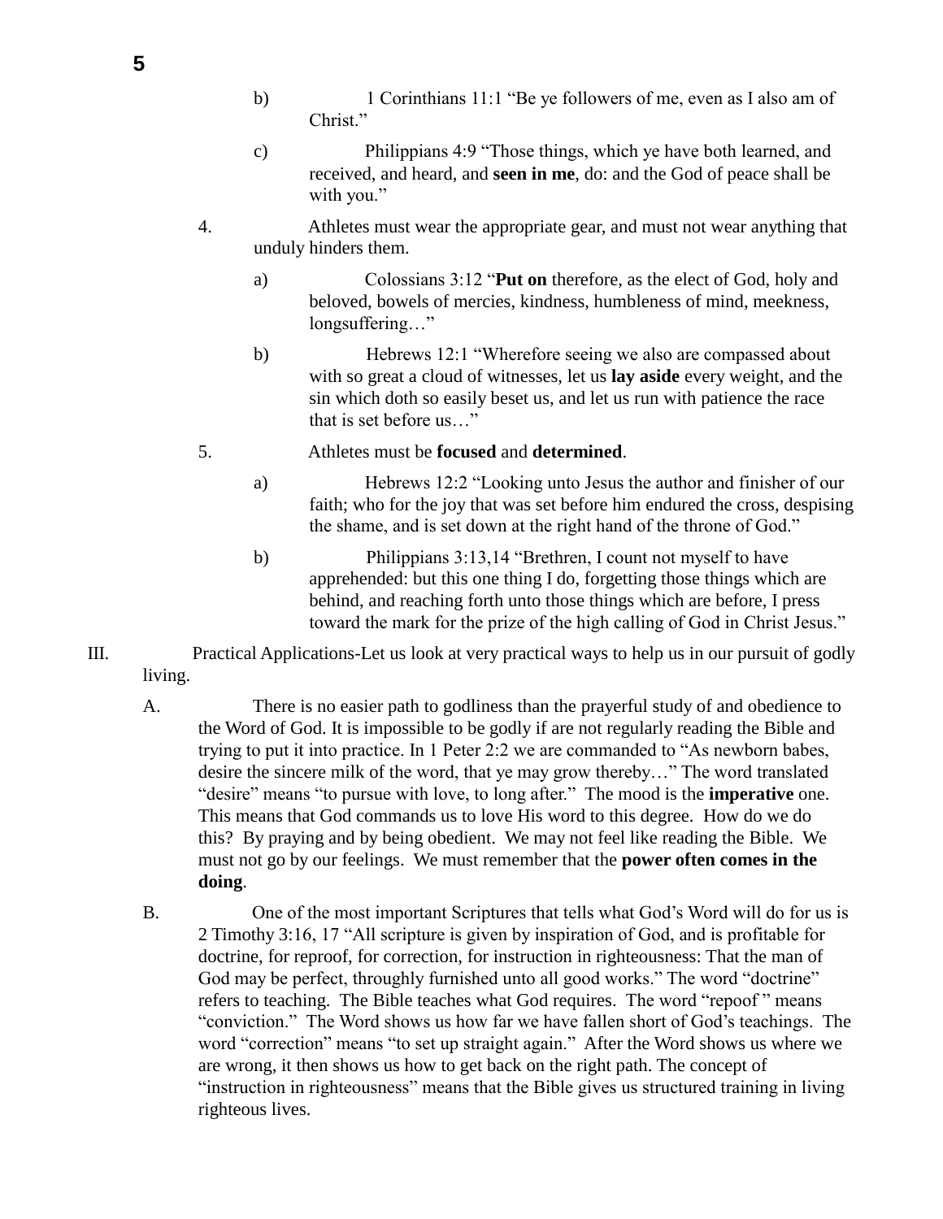b) 1 Corinthians 11:1 “Be ye followers of me, even as I also am of Christ.”

c) Philippians 4:9 “Those things, which ye have both learned, and received, and heard, and **seen in me**, do: and the God of peace shall be with you.”

4. Athletes must wear the appropriate gear, and must not wear anything that unduly hinders them.

a) Colossians 3:12 “**Put on** therefore, as the elect of God, holy and beloved, bowels of mercies, kindness, humbleness of mind, meekness, longsuffering…”

b) Hebrews 12:1 “Wherefore seeing we also are compassed about with so great a cloud of witnesses, let us **lay aside** every weight, and the sin which doth so easily beset us, and let us run with patience the race that is set before us…”

5. Athletes must be **focused** and **determined**.

a) Hebrews 12:2 “Looking unto Jesus the author and finisher of our faith; who for the joy that was set before him endured the cross, despising the shame, and is set down at the right hand of the throne of God.”

b) Philippians 3:13,14 “Brethren, I count not myself to have apprehended: but this one thing I do, forgetting those things which are behind, and reaching forth unto those things which are before, I press toward the mark for the prize of the high calling of God in Christ Jesus.”

III. Practical Applications-Let us look at very practical ways to help us in our pursuit of godly living.

A. There is no easier path to godliness than the prayerful study of and obedience to the Word of God. It is impossible to be godly if are not regularly reading the Bible and trying to put it into practice. In 1 Peter 2:2 we are commanded to “As newborn babes, desire the sincere milk of the word, that ye may grow thereby…” The word translated “desire” means “to pursue with love, to long after.” The mood is the **imperative** one. This means that God commands us to love His word to this degree. How do we do this? By praying and by being obedient. We may not feel like reading the Bible. We must not go by our feelings. We must remember that the **power often comes in the doing**.

B. One of the most important Scriptures that tells what God’s Word will do for us is 2 Timothy 3:16, 17 “All scripture is given by inspiration of God, and is profitable for doctrine, for reproof, for correction, for instruction in righteousness: That the man of God may be perfect, throughly furnished unto all good works.” The word “doctrine” refers to teaching. The Bible teaches what God requires. The word “repoof ” means “conviction.” The Word shows us how far we have fallen short of God’s teachings. The word “correction” means “to set up straight again.” After the Word shows us where we are wrong, it then shows us how to get back on the right path. The concept of “instruction in righteousness” means that the Bible gives us structured training in living righteous lives.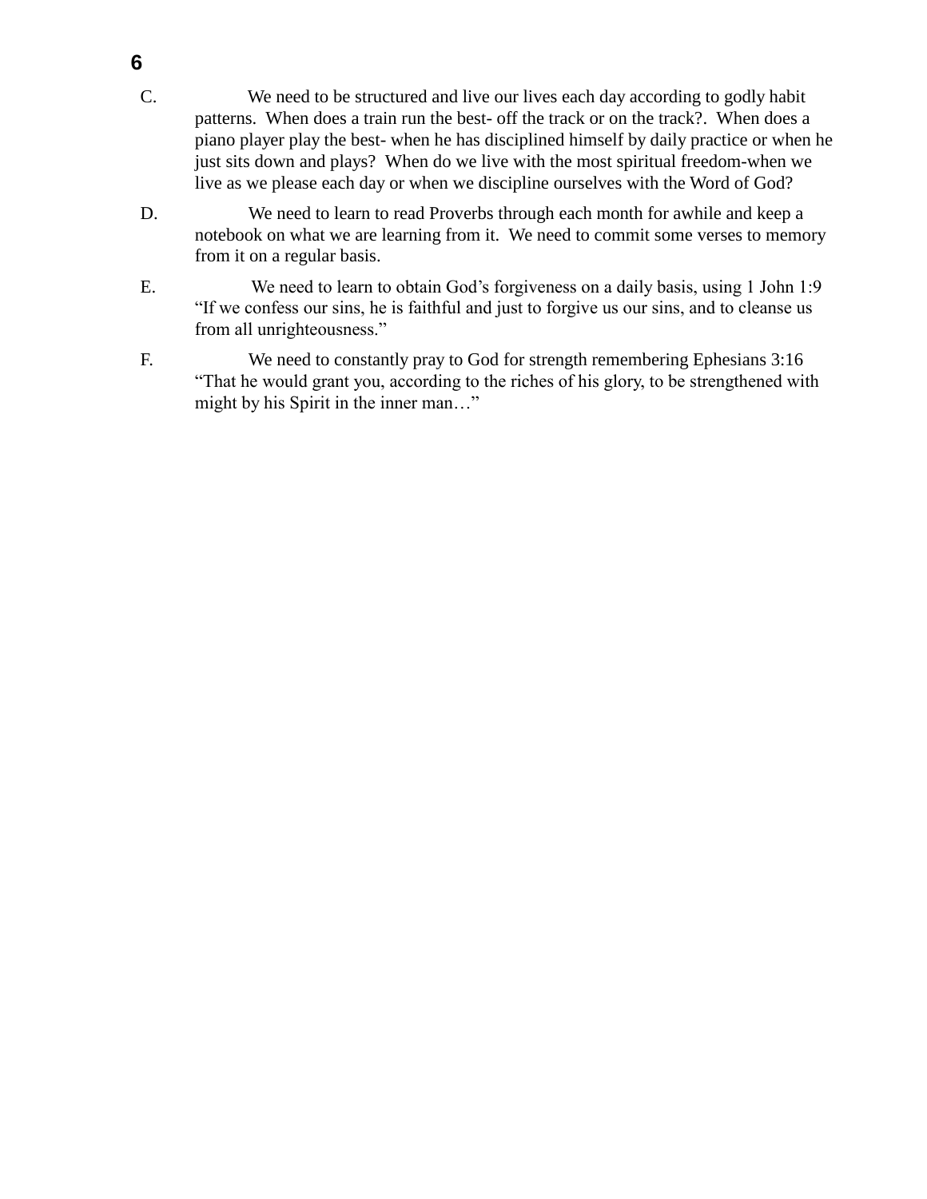C. We need to be structured and live our lives each day according to godly habit patterns. When does a train run the best- off the track or on the track?. When does a piano player play the best- when he has disciplined himself by daily practice or when he just sits down and plays? When do we live with the most spiritual freedom-when we live as we please each day or when we discipline ourselves with the Word of God?

D. We need to learn to read Proverbs through each month for awhile and keep a notebook on what we are learning from it. We need to commit some verses to memory from it on a regular basis.

E. We need to learn to obtain God's forgiveness on a daily basis, using 1 John 1:9 "If we confess our sins, he is faithful and just to forgive us our sins, and to cleanse us from all unrighteousness."

F. We need to constantly pray to God for strength remembering Ephesians 3:16 "That he would grant you, according to the riches of his glory, to be strengthened with might by his Spirit in the inner man…"